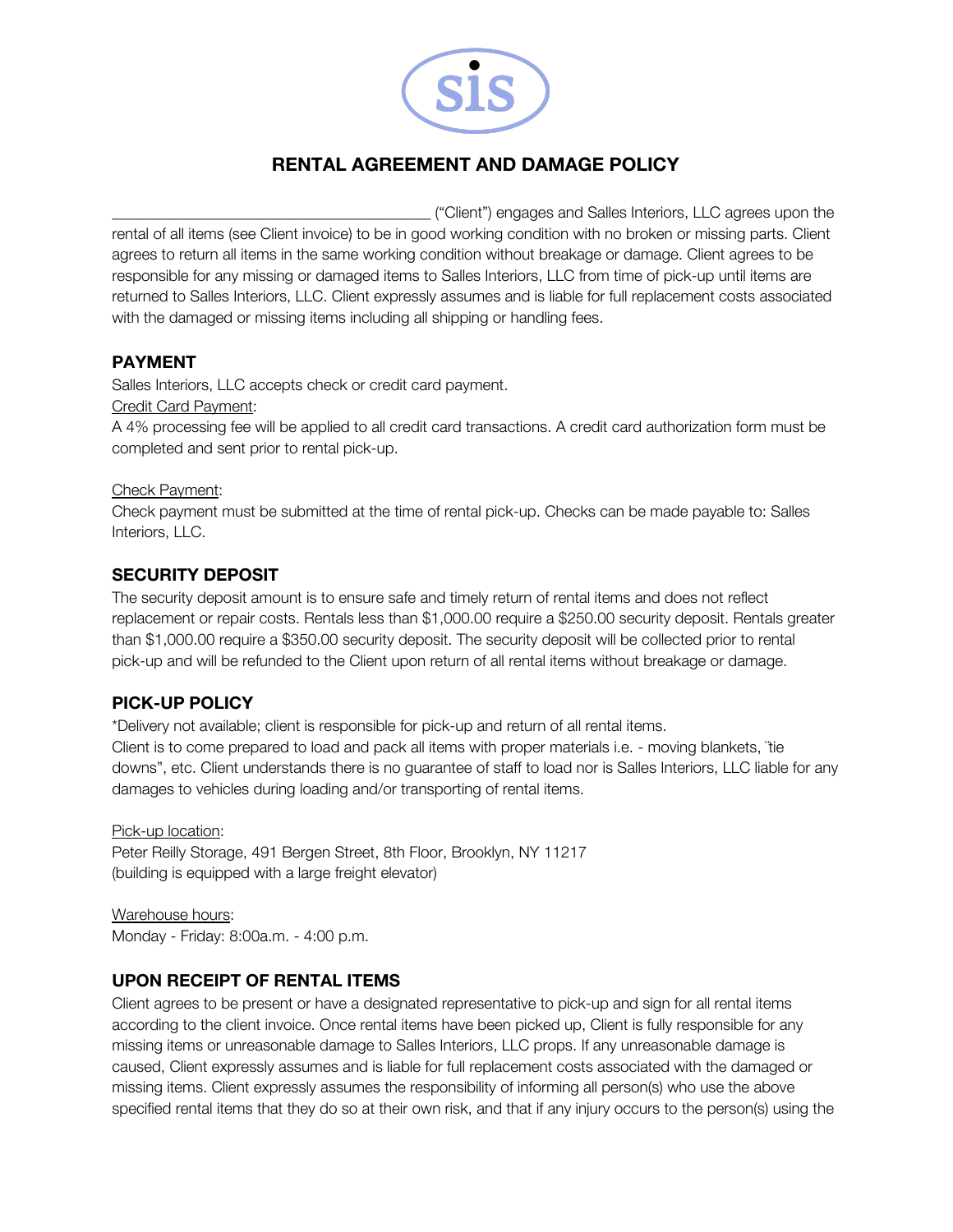# RENTAL AGREEMENT AND DAMAGE POLICY

_______________________________________ ("Client") engages and Salles Interiors, LLC agrees upon the rental of all items (see Client invoice) to be in good working condition with no broken or missing parts. Client agrees to return all items in the same working condition without breakage or damage. Client agrees to be responsible for any missing or damaged items to Salles Interiors, LLC from time of pick-up until items are returned to Salles Interiors, LLC. Client expressly assumes and is liable for full replacement costs associated with the damaged or missing items including all shipping or handling fees.

## PAYMENT

Salles Interiors, LLC accepts check or credit card payment.

Credit Card Payment:

A 4% processing fee will be applied to all credit card transactions. A credit card authorization form must be completed and sent prior to rental pick-up.

Check Payment:

Check payment must be submitted at the time of rental pick-up. Checks can be made payable to: Salles Interiors, LLC.

## SECURITY DEPOSIT

The security deposit amount is to ensure safe and timely return of rental items and does not reflect replacement or repair costs. Rentals less than $1,000.00 require a $250.00 security deposit. Rentals greater than $1,000.00 require a $350.00 security deposit. The security deposit will be collected prior to rental pick-up and will be refunded to the Client upon return of all rental items without breakage or damage.

## PICK-UP POLICY

*Delivery not available; client is responsible for pick-up and return of all rental items.

Client is to come prepared to load and pack all items with proper materials i.e. - moving blankets, "tie downs", etc. Client understands there is no guarantee of staff to load nor is Salles Interiors, LLC liable for any damages to vehicles during loading and/or transporting of rental items.

Pick-up location:

Peter Reilly Storage, 491 Bergen Street, 8th Floor, Brooklyn, NY 11217
(building is equipped with a large freight elevator)

Warehouse hours:

Monday - Friday: 8:00a.m. - 4:00 p.m.

## UPON RECEIPT OF RENTAL ITEMS

Client agrees to be present or have a designated representative to pick-up and sign for all rental items according to the client invoice. Once rental items have been picked up, Client is fully responsible for any missing items or unreasonable damage to Salles Interiors, LLC props. If any unreasonable damage is caused, Client expressly assumes and is liable for full replacement costs associated with the damaged or missing items. Client expressly assumes the responsibility of informing all person(s) who use the above specified rental items that they do so at their own risk, and that if any injury occurs to the person(s) using the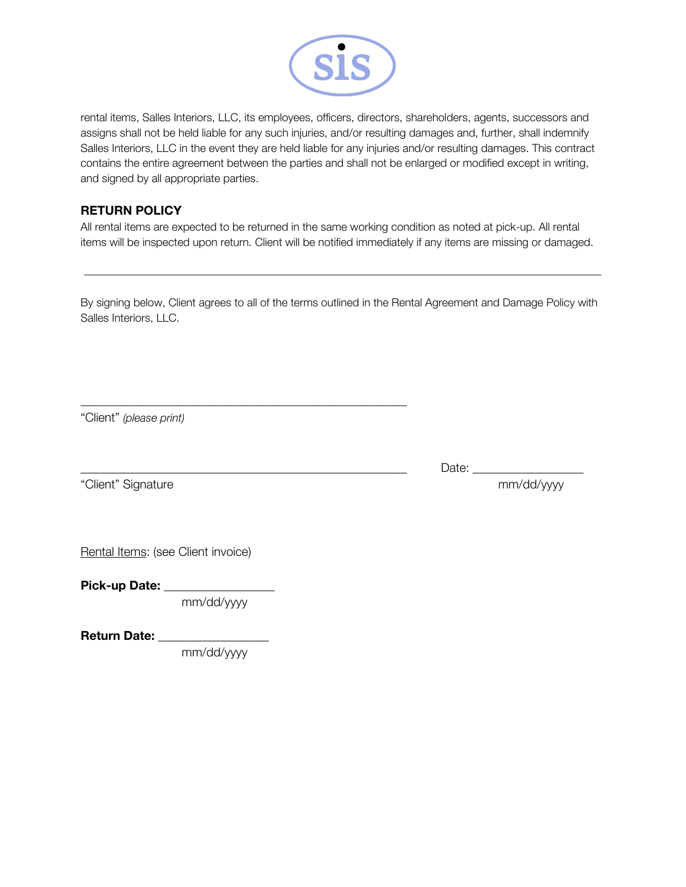rental items, Salles Interiors, LLC, its employees, officers, directors, shareholders, agents, successors and assigns shall not be held liable for any such injuries, and/or resulting damages and, further, shall indemnify Salles Interiors, LLC in the event they are held liable for any injuries and/or resulting damages. This contract contains the entire agreement between the parties and shall not be enlarged or modified except in writing, and signed by all appropriate parties.

**RETURN POLICY**

All rental items are expected to be returned in the same working condition as noted at pick-up. All rental items will be inspected upon return. Client will be notified immediately if any items are missing or damaged.

---

By signing below, Client agrees to all of the terms outlined in the Rental Agreement and Damage Policy with Salles Interiors, LLC.

\_\_\_\_\_\_\_\_\_\_\_\_\_\_\_\_\_\_\_\_\_\_\_\_\_\_\_\_\_\_\_\_\_\_\_\_\_\_\_\_\_\_\_\_\_\_

"Client" *(please print)*

\_\_\_\_\_\_\_\_\_\_\_\_\_\_\_\_\_\_\_\_\_\_\_\_\_\_\_\_\_\_\_\_\_\_\_\_\_\_\_\_\_\_\_\_\_\_ Date: \_\_\_\_\_\_\_\_\_\_\_\_\_\_\_\_

"Client" Signature mm/dd/yyyy

Rental Items: (see Client invoice)

**Pick-up Date:** \_\_\_\_\_\_\_\_\_\_\_\_\_\_\_\_
mm/dd/yyyy

**Return Date:** \_\_\_\_\_\_\_\_\_\_\_\_\_\_\_\_
mm/dd/yyyy